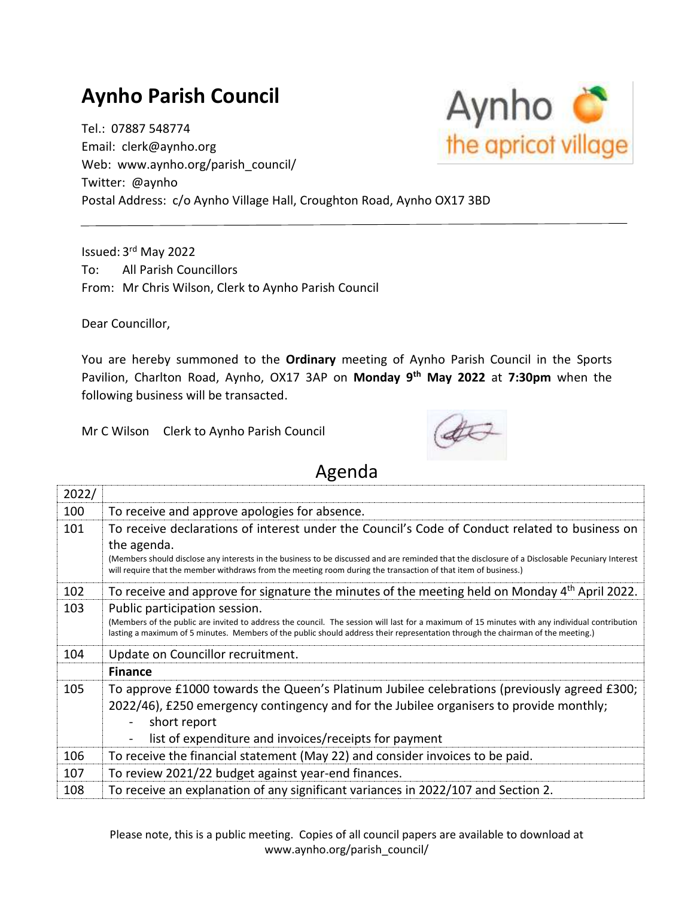# Aynho Parish Council

Tel.: 07887 548774
Email: clerk@aynho.org
Web: www.aynho.org/parish_council/
Twitter: @aynho
Postal Address: c/o Aynho Village Hall, Croughton Road, Aynho OX17 3BD

---

Issued: 3rd May 2022
To: All Parish Councillors
From: Mr Chris Wilson, Clerk to Aynho Parish Council

Dear Councillor,

You are hereby summoned to the **Ordinary** meeting of Aynho Parish Council in the Sports Pavilion, Charlton Road, Aynho, OX17 3AP on **Monday 9th May 2022** at **7:30pm** when the following business will be transacted.

Mr C Wilson Clerk to Aynho Parish Council

## Agenda

| 2022/ | |
|---|---|
| 100 | To receive and approve apologies for absence. |
| 101 | To receive declarations of interest under the Council's Code of Conduct related to business on the agenda. (Members should disclose any interests in the business to be discussed and are reminded that the disclosure of a Disclosable Pecuniary Interest will require that the member withdraws from the meeting room during the transaction of that item of business.) |
| 102 | To receive and approve for signature the minutes of the meeting held on Monday 4th April 2022. |
| 103 | Public participation session. (Members of the public are invited to address the council. The session will last for a maximum of 15 minutes with any individual contribution lasting a maximum of 5 minutes. Members of the public should address their representation through the chairman of the meeting.) |
| 104 | Update on Councillor recruitment. |
| | **Finance** |
| 105 | To approve £1000 towards the Queen's Platinum Jubilee celebrations (previously agreed £300; 2022/46), £250 emergency contingency and for the Jubilee organisers to provide monthly; - short report - list of expenditure and invoices/receipts for payment |
| 106 | To receive the financial statement (May 22) and consider invoices to be paid. |
| 107 | To review 2021/22 budget against year-end finances. |
| 108 | To receive an explanation of any significant variances in 2022/107 and Section 2. |

Please note, this is a public meeting. Copies of all council papers are available to download at www.aynho.org/parish_council/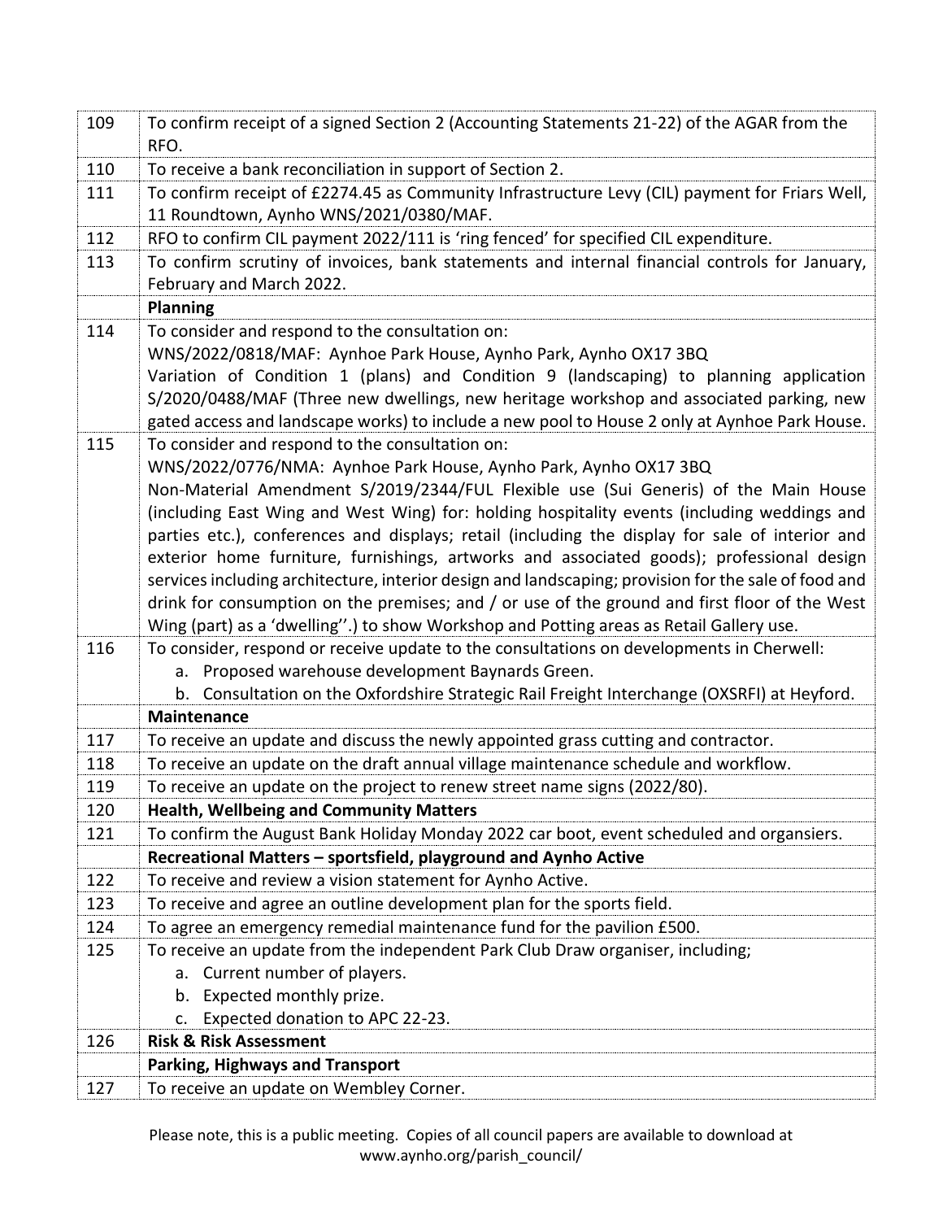| | |
|---|---|
| 109 | To confirm receipt of a signed Section 2 (Accounting Statements 21-22) of the AGAR from the RFO. |
| 110 | To receive a bank reconciliation in support of Section 2. |
| 111 | To confirm receipt of £2274.45 as Community Infrastructure Levy (CIL) payment for Friars Well, 11 Roundtown, Aynho WNS/2021/0380/MAF. |
| 112 | RFO to confirm CIL payment 2022/111 is 'ring fenced' for specified CIL expenditure. |
| 113 | To confirm scrutiny of invoices, bank statements and internal financial controls for January, February and March 2022. |
| | **Planning** |
| 114 | To consider and respond to the consultation on:<br>WNS/2022/0818/MAF: Aynhoe Park House, Aynho Park, Aynho OX17 3BQ<br>Variation of Condition 1 (plans) and Condition 9 (landscaping) to planning application S/2020/0488/MAF (Three new dwellings, new heritage workshop and associated parking, new gated access and landscape works) to include a new pool to House 2 only at Aynhoe Park House. |
| 115 | To consider and respond to the consultation on:<br>WNS/2022/0776/NMA: Aynhoe Park House, Aynho Park, Aynho OX17 3BQ<br>Non-Material Amendment S/2019/2344/FUL Flexible use (Sui Generis) of the Main House (including East Wing and West Wing) for: holding hospitality events (including weddings and parties etc.), conferences and displays; retail (including the display for sale of interior and exterior home furniture, furnishings, artworks and associated goods); professional design services including architecture, interior design and landscaping; provision for the sale of food and drink for consumption on the premises; and / or use of the ground and first floor of the West Wing (part) as a 'dwelling''.) to show Workshop and Potting areas as Retail Gallery use. |
| 116 | To consider, respond or receive update to the consultations on developments in Cherwell:<br>a. Proposed warehouse development Baynards Green.<br>b. Consultation on the Oxfordshire Strategic Rail Freight Interchange (OXSRFI) at Heyford. |
| | **Maintenance** |
| 117 | To receive an update and discuss the newly appointed grass cutting and contractor. |
| 118 | To receive an update on the draft annual village maintenance schedule and workflow. |
| 119 | To receive an update on the project to renew street name signs (2022/80). |
| 120 | **Health, Wellbeing and Community Matters** |
| 121 | To confirm the August Bank Holiday Monday 2022 car boot, event scheduled and organsiers. |
| | **Recreational Matters – sportsfield, playground and Aynho Active** |
| 122 | To receive and review a vision statement for Aynho Active. |
| 123 | To receive and agree an outline development plan for the sports field. |
| 124 | To agree an emergency remedial maintenance fund for the pavilion £500. |
| 125 | To receive an update from the independent Park Club Draw organiser, including;<br>a. Current number of players.<br>b. Expected monthly prize.<br>c. Expected donation to APC 22-23. |
| 126 | **Risk & Risk Assessment** |
| | **Parking, Highways and Transport** |
| 127 | To receive an update on Wembley Corner. |

Please note, this is a public meeting. Copies of all council papers are available to download at www.aynho.org/parish_council/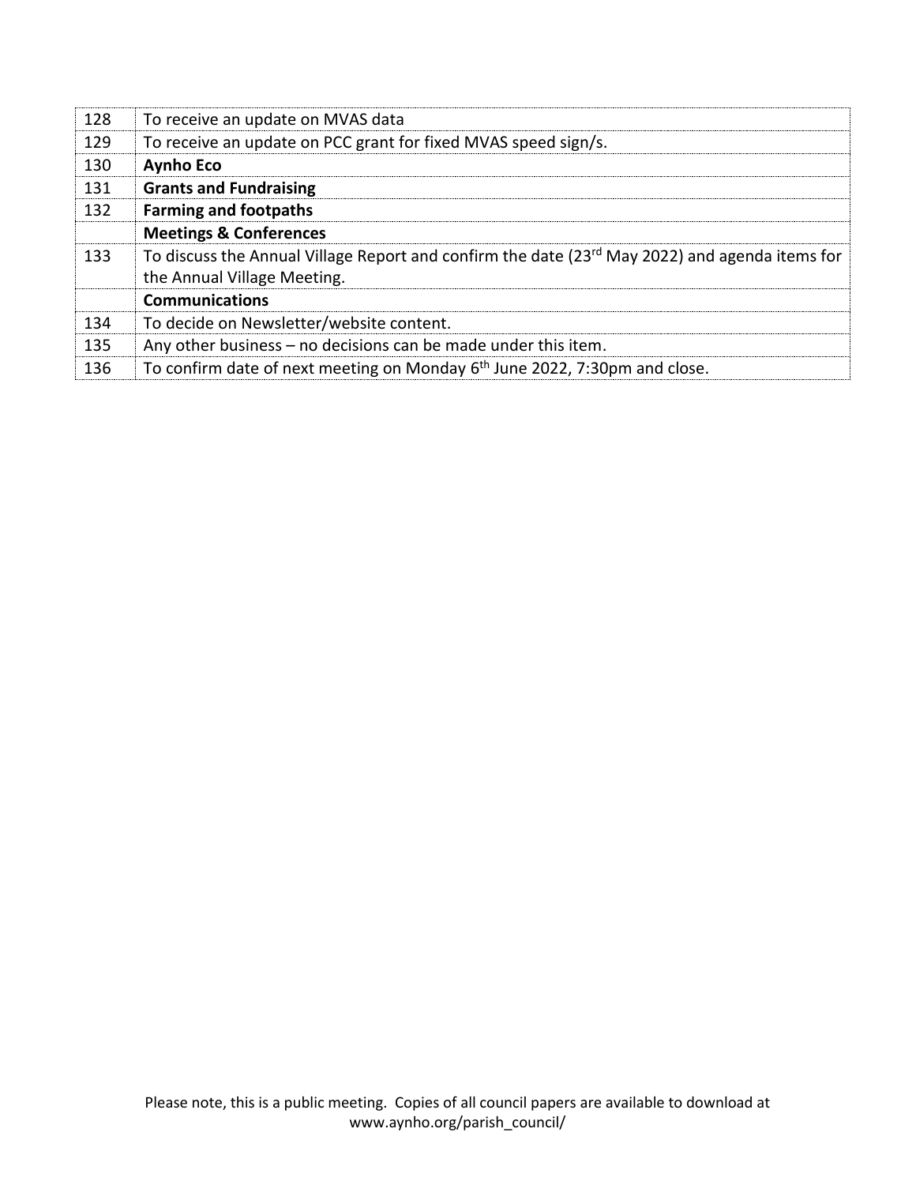| | |
|---|---|
| 128 | To receive an update on MVAS data |
| 129 | To receive an update on PCC grant for fixed MVAS speed sign/s. |
| 130 | **Aynho Eco** |
| 131 | **Grants and Fundraising** |
| 132 | **Farming and footpaths** |
| | **Meetings & Conferences** |
| 133 | To discuss the Annual Village Report and confirm the date (23rd May 2022) and agenda items for the Annual Village Meeting. |
| | **Communications** |
| 134 | To decide on Newsletter/website content. |
| 135 | Any other business – no decisions can be made under this item. |
| 136 | To confirm date of next meeting on Monday 6th June 2022, 7:30pm and close. |

Please note, this is a public meeting. Copies of all council papers are available to download at www.aynho.org/parish_council/